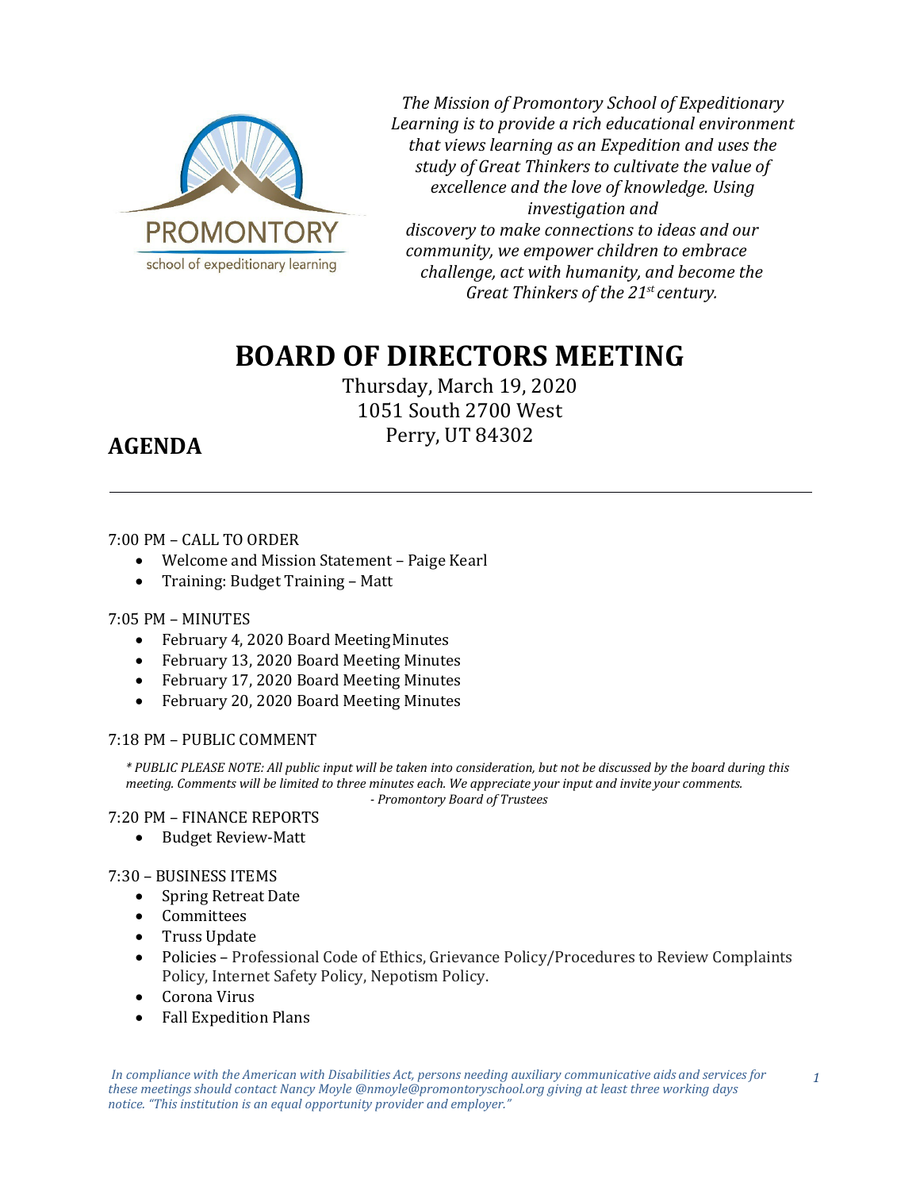PROMONTORY

school of expeditionary learning

*The Mission of Promontory School of Expeditionary Learning is to provide a rich educational environment that views learning as an Expedition and uses the study of Great Thinkers to cultivate the value of excellence and the love of knowledge. Using investigation and discovery to make connections to ideas and our community, we empower children to embrace challenge, act with humanity, and become the Great Thinkers of the 21st century.*

# BOARD OF DIRECTORS MEETING

Thursday, March 19, 2020
1051 South 2700 West
Perry, UT 84302

## AGENDA

---

7:00 PM – CALL TO ORDER

- Welcome and Mission Statement – Paige Kearl
- Training: Budget Training – Matt

7:05 PM – MINUTES

- February 4, 2020 Board Meeting Minutes
- February 13, 2020 Board Meeting Minutes
- February 17, 2020 Board Meeting Minutes
- February 20, 2020 Board Meeting Minutes

7:18 PM – PUBLIC COMMENT

*\* PUBLIC PLEASE NOTE: All public input will be taken into consideration, but not be discussed by the board during this meeting. Comments will be limited to three minutes each. We appreciate your input and invite your comments.*
*- Promontory Board of Trustees*

7:20 PM – FINANCE REPORTS

- Budget Review-Matt

7:30 – BUSINESS ITEMS

- Spring Retreat Date
- Committees
- Truss Update
- Policies – Professional Code of Ethics, Grievance Policy/Procedures to Review Complaints Policy, Internet Safety Policy, Nepotism Policy.
- Corona Virus
- Fall Expedition Plans

*In compliance with the American with Disabilities Act, persons needing auxiliary communicative aids and services for these meetings should contact Nancy Moyle @nmoyle@promontoryschool.org giving at least three working days notice. "This institution is an equal opportunity provider and employer."*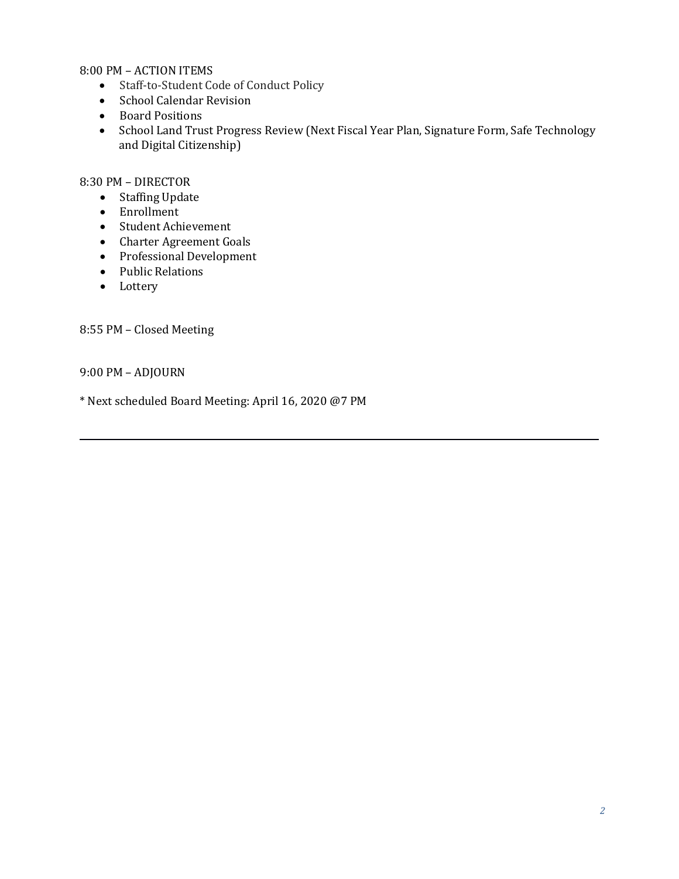8:00 PM – ACTION ITEMS

- Staff-to-Student Code of Conduct Policy
- School Calendar Revision
- Board Positions
- School Land Trust Progress Review (Next Fiscal Year Plan, Signature Form, Safe Technology and Digital Citizenship)

8:30 PM – DIRECTOR

- Staffing Update
- Enrollment
- Student Achievement
- Charter Agreement Goals
- Professional Development
- Public Relations
- Lottery

8:55 PM – Closed Meeting

9:00 PM – ADJOURN

* Next scheduled Board Meeting: April 16, 2020 @7 PM

---